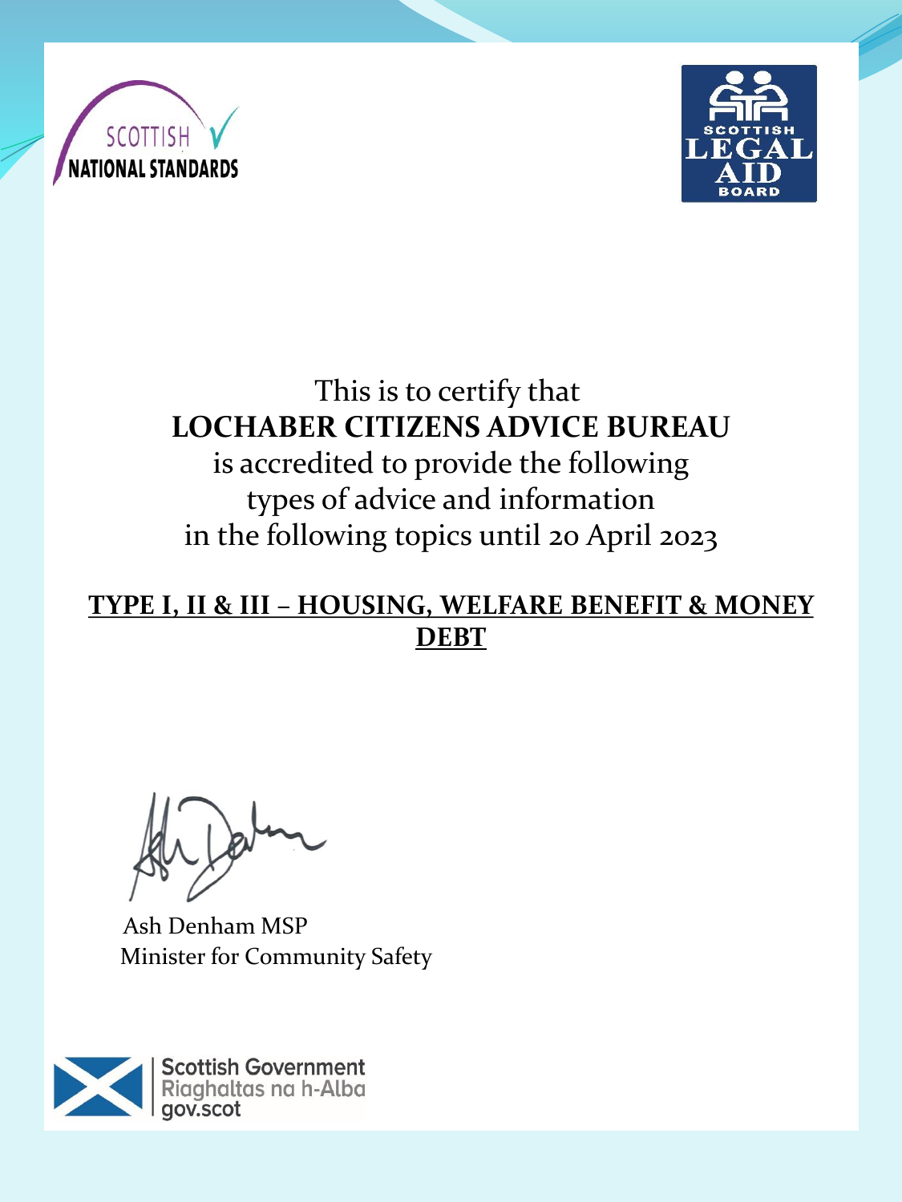SCOTTISH NATIONAL STANDARDS

SCOTTISH LEGAL AID BOARD

This is to certify that

**LOCHABER CITIZENS ADVICE BUREAU**

is accredited to provide the following types of advice and information in the following topics until 20 April 2023

**TYPE I, II & III – HOUSING, WELFARE BENEFIT & MONEY DEBT**

Ash Denham MSP
Minister for Community Safety

Scottish Government
Riaghaltas na h-Alba
gov.scot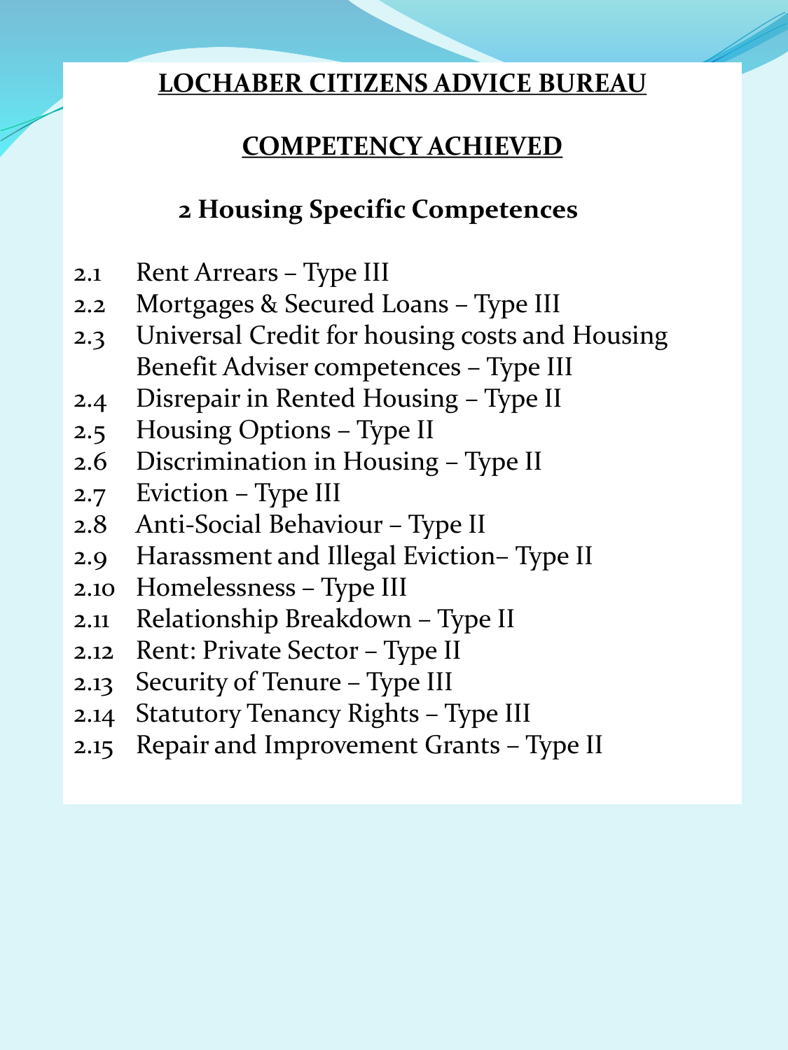# LOCHABER CITIZENS ADVICE BUREAU

## COMPETENCY ACHIEVED

### 2 Housing Specific Competences

2.1 Rent Arrears – Type III
2.2 Mortgages & Secured Loans – Type III
2.3 Universal Credit for housing costs and Housing Benefit Adviser competences – Type III
2.4 Disrepair in Rented Housing – Type II
2.5 Housing Options – Type II
2.6 Discrimination in Housing – Type II
2.7 Eviction – Type III
2.8 Anti-Social Behaviour – Type II
2.9 Harassment and Illegal Eviction– Type II
2.10 Homelessness – Type III
2.11 Relationship Breakdown – Type II
2.12 Rent: Private Sector – Type II
2.13 Security of Tenure – Type III
2.14 Statutory Tenancy Rights – Type III
2.15 Repair and Improvement Grants – Type II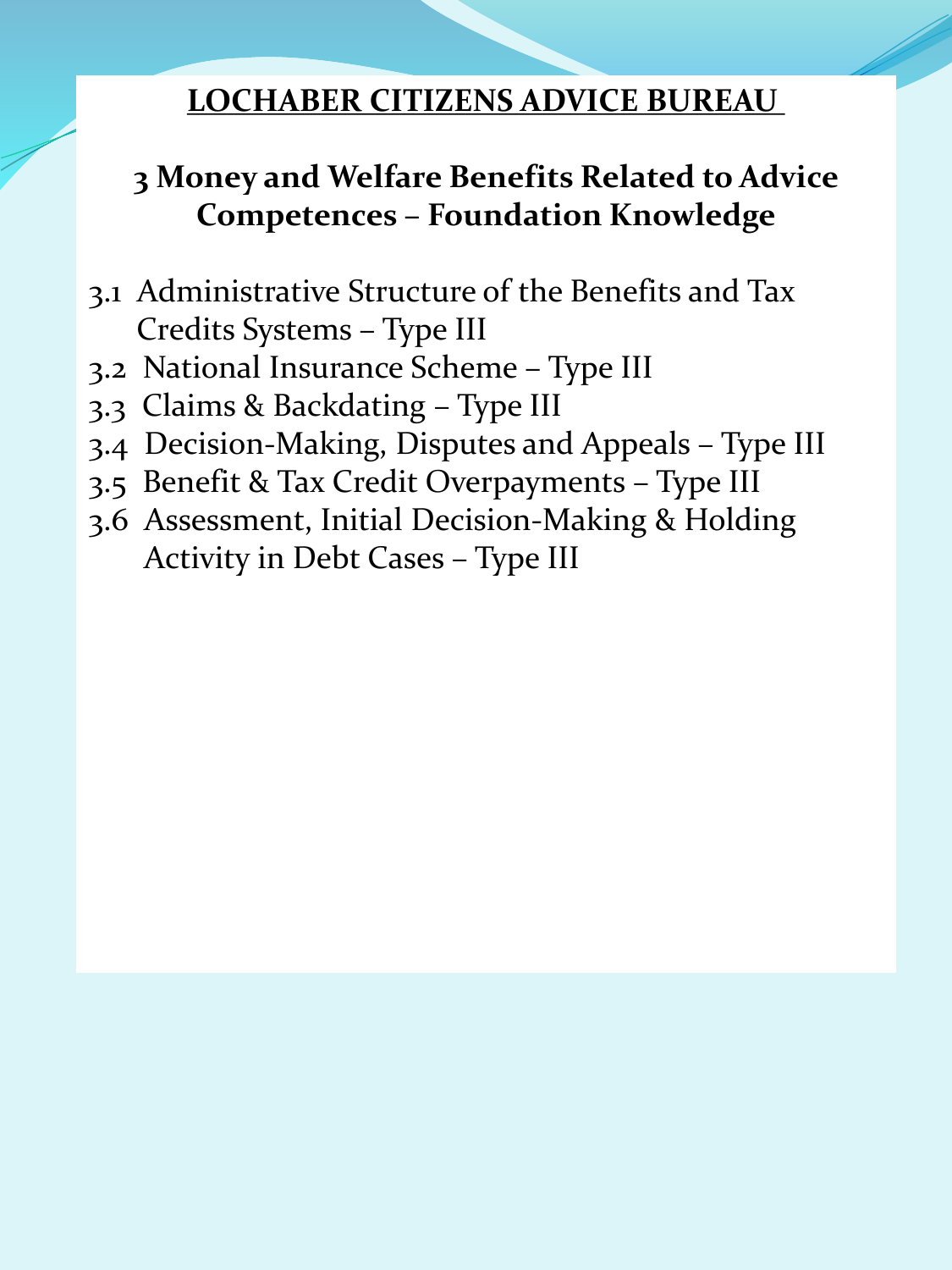# LOCHABER CITIZENS ADVICE BUREAU

## 3 Money and Welfare Benefits Related to Advice Competences – Foundation Knowledge

- 3.1 Administrative Structure of the Benefits and Tax Credits Systems – Type III
- 3.2 National Insurance Scheme – Type III
- 3.3 Claims & Backdating – Type III
- 3.4 Decision-Making, Disputes and Appeals – Type III
- 3.5 Benefit & Tax Credit Overpayments – Type III
- 3.6 Assessment, Initial Decision-Making & Holding Activity in Debt Cases – Type III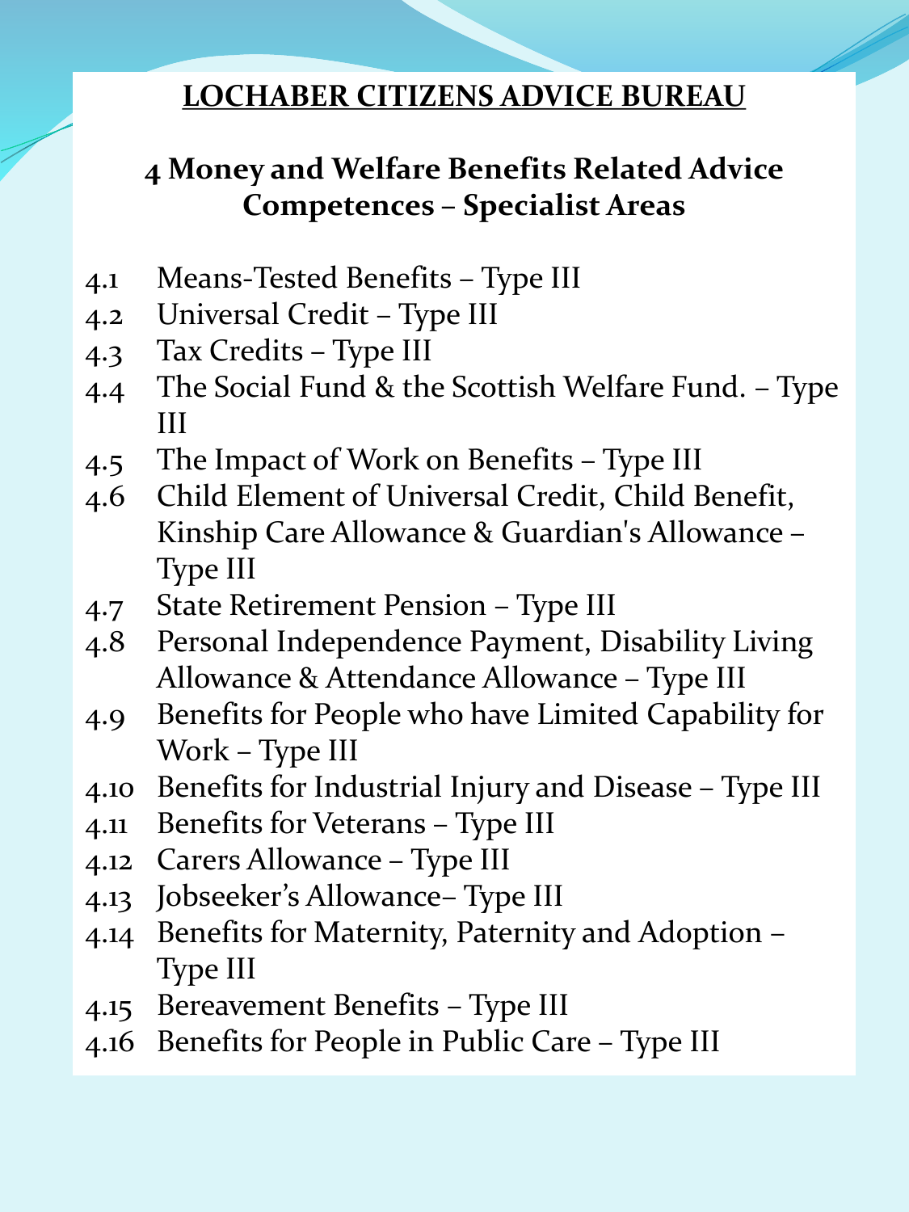# LOCHABER CITIZENS ADVICE BUREAU

## 4 Money and Welfare Benefits Related Advice Competences – Specialist Areas

4.1 Means-Tested Benefits – Type III
4.2 Universal Credit – Type III
4.3 Tax Credits – Type III
4.4 The Social Fund & the Scottish Welfare Fund. – Type III
4.5 The Impact of Work on Benefits – Type III
4.6 Child Element of Universal Credit, Child Benefit, Kinship Care Allowance & Guardian's Allowance – Type III
4.7 State Retirement Pension – Type III
4.8 Personal Independence Payment, Disability Living Allowance & Attendance Allowance – Type III
4.9 Benefits for People who have Limited Capability for Work – Type III
4.10 Benefits for Industrial Injury and Disease – Type III
4.11 Benefits for Veterans – Type III
4.12 Carers Allowance – Type III
4.13 Jobseeker's Allowance– Type III
4.14 Benefits for Maternity, Paternity and Adoption – Type III
4.15 Bereavement Benefits – Type III
4.16 Benefits for People in Public Care – Type III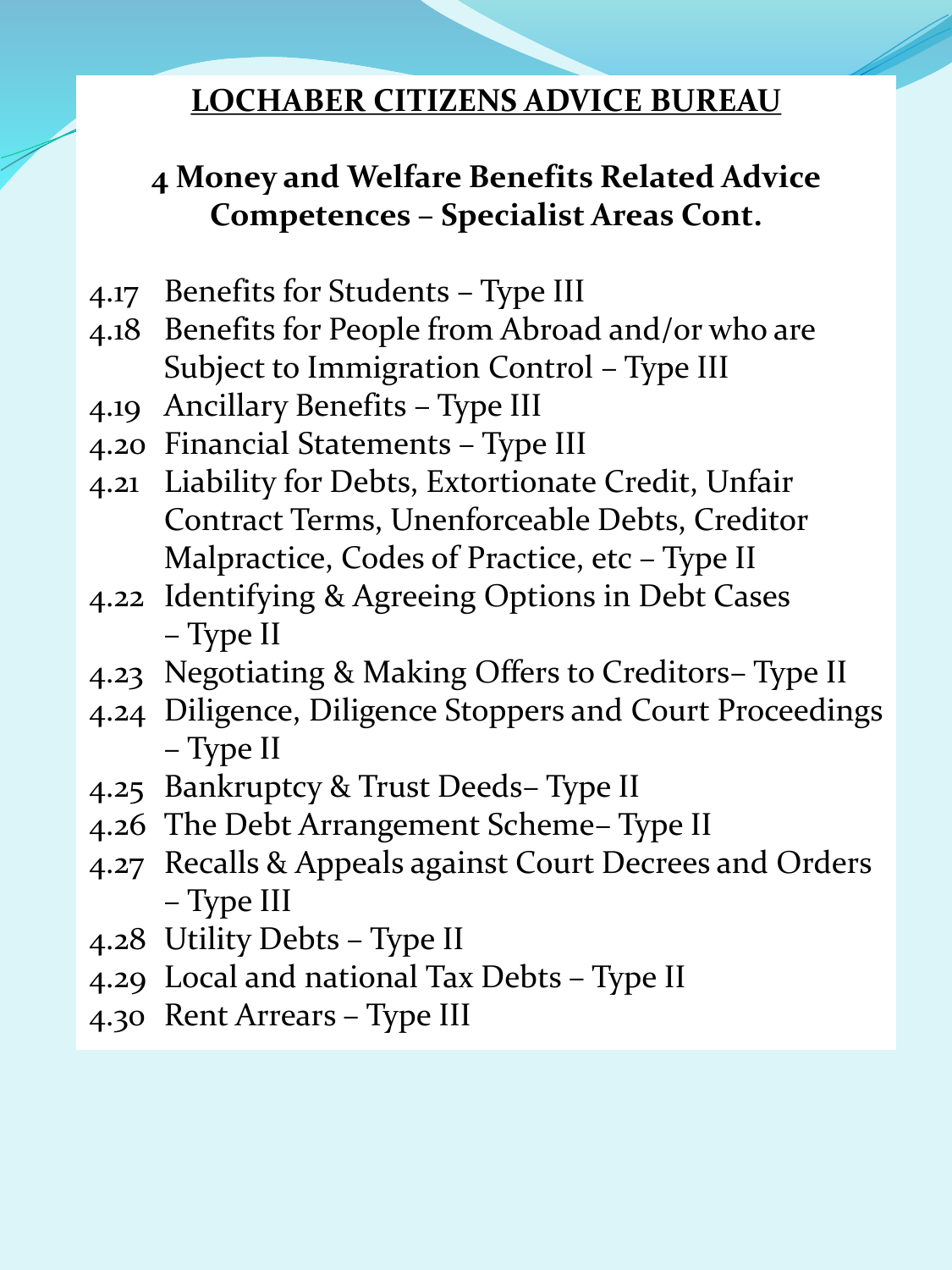# LOCHABER CITIZENS ADVICE BUREAU

## 4 Money and Welfare Benefits Related Advice Competences – Specialist Areas Cont.

- 4.17 Benefits for Students – Type III
- 4.18 Benefits for People from Abroad and/or who are Subject to Immigration Control – Type III
- 4.19 Ancillary Benefits – Type III
- 4.20 Financial Statements – Type III
- 4.21 Liability for Debts, Extortionate Credit, Unfair Contract Terms, Unenforceable Debts, Creditor Malpractice, Codes of Practice, etc – Type II
- 4.22 Identifying & Agreeing Options in Debt Cases – Type II
- 4.23 Negotiating & Making Offers to Creditors– Type II
- 4.24 Diligence, Diligence Stoppers and Court Proceedings – Type II
- 4.25 Bankruptcy & Trust Deeds– Type II
- 4.26 The Debt Arrangement Scheme– Type II
- 4.27 Recalls & Appeals against Court Decrees and Orders – Type III
- 4.28 Utility Debts – Type II
- 4.29 Local and national Tax Debts – Type II
- 4.30 Rent Arrears – Type III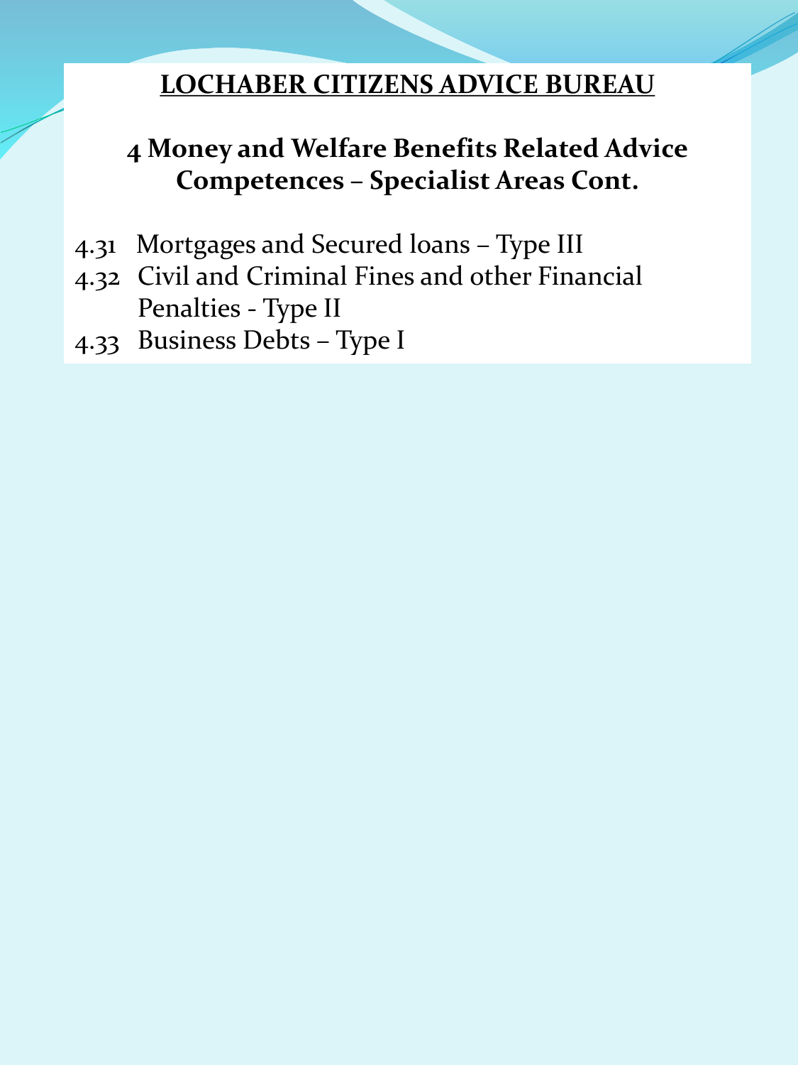**LOCHABER CITIZENS ADVICE BUREAU**

## 4 Money and Welfare Benefits Related Advice Competences – Specialist Areas Cont.

4.31 Mortgages and Secured loans – Type III
4.32 Civil and Criminal Fines and other Financial Penalties - Type II
4.33 Business Debts – Type I